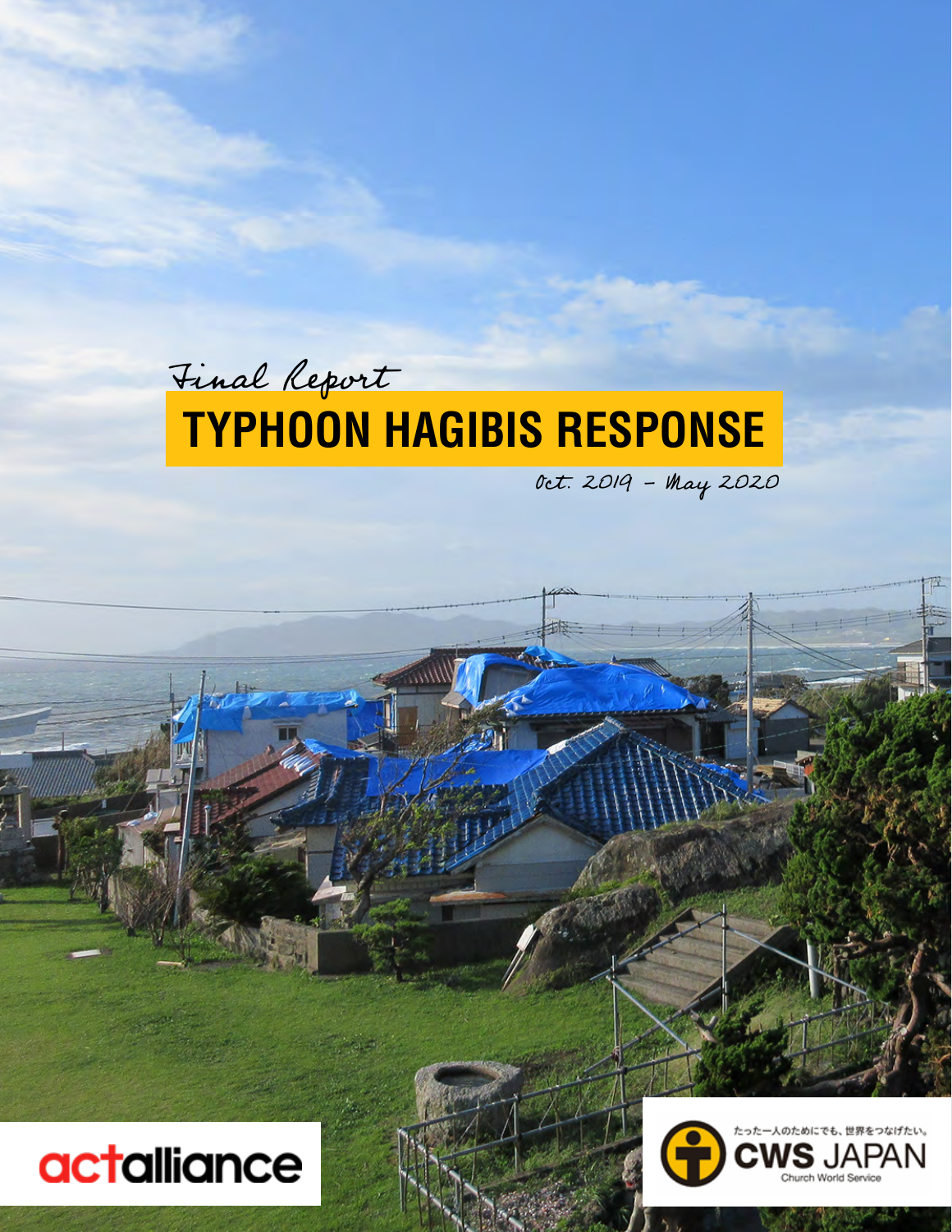*Final Report*

# TYPHOON HAGIBIS RESPONSE

*Oct. 2019 – May 2020*

actalliance

たった一人のためにでも、世界をつなげたい。
CWS JAPAN
Church World Service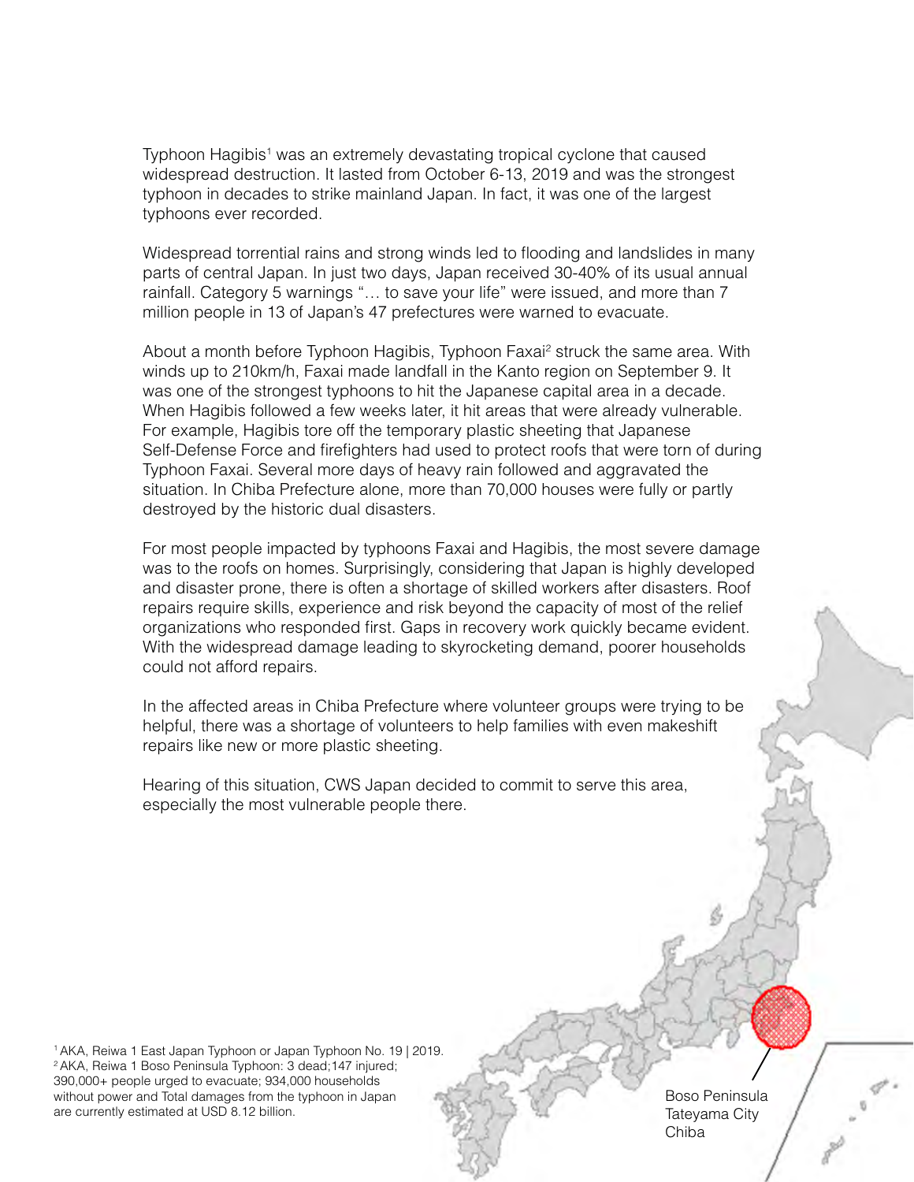Typhoon Hagibis[1] was an extremely devastating tropical cyclone that caused widespread destruction. It lasted from October 6-13, 2019 and was the strongest typhoon in decades to strike mainland Japan. In fact, it was one of the largest typhoons ever recorded.

Widespread torrential rains and strong winds led to flooding and landslides in many parts of central Japan. In just two days, Japan received 30-40% of its usual annual rainfall. Category 5 warnings "… to save your life" were issued, and more than 7 million people in 13 of Japan's 47 prefectures were warned to evacuate.

About a month before Typhoon Hagibis, Typhoon Faxai[2] struck the same area. With winds up to 210km/h, Faxai made landfall in the Kanto region on September 9. It was one of the strongest typhoons to hit the Japanese capital area in a decade. When Hagibis followed a few weeks later, it hit areas that were already vulnerable. For example, Hagibis tore off the temporary plastic sheeting that Japanese Self-Defense Force and firefighters had used to protect roofs that were torn of during Typhoon Faxai. Several more days of heavy rain followed and aggravated the situation. In Chiba Prefecture alone, more than 70,000 houses were fully or partly destroyed by the historic dual disasters.

For most people impacted by typhoons Faxai and Hagibis, the most severe damage was to the roofs on homes. Surprisingly, considering that Japan is highly developed and disaster prone, there is often a shortage of skilled workers after disasters. Roof repairs require skills, experience and risk beyond the capacity of most of the relief organizations who responded first. Gaps in recovery work quickly became evident. With the widespread damage leading to skyrocketing demand, poorer households could not afford repairs.

In the affected areas in Chiba Prefecture where volunteer groups were trying to be helpful, there was a shortage of volunteers to help families with even makeshift repairs like new or more plastic sheeting.

Hearing of this situation, CWS Japan decided to commit to serve this area, especially the most vulnerable people there.

Boso Peninsula
Tateyama City
Chiba

[1] AKA, Reiwa 1 East Japan Typhoon or Japan Typhoon No. 19 | 2019.
[2] AKA, Reiwa 1 Boso Peninsula Typhoon: 3 dead;147 injured; 390,000+ people urged to evacuate; 934,000 households without power and Total damages from the typhoon in Japan are currently estimated at USD 8.12 billion.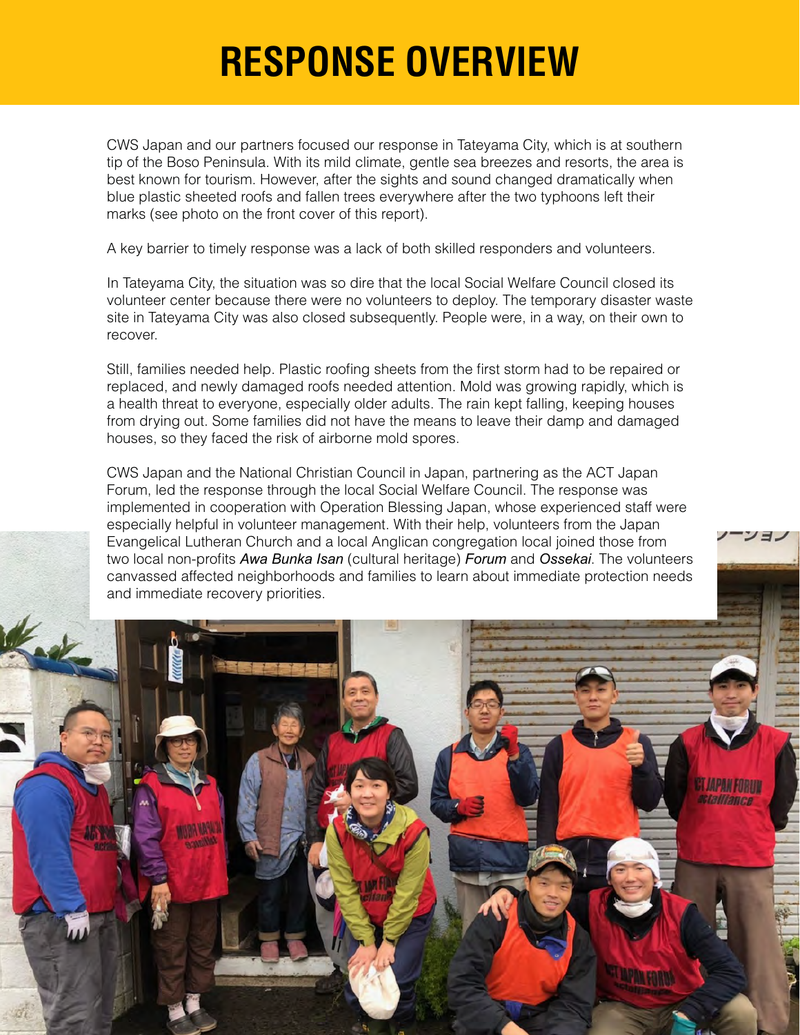# RESPONSE OVERVIEW

CWS Japan and our partners focused our response in Tateyama City, which is at southern tip of the Boso Peninsula. With its mild climate, gentle sea breezes and resorts, the area is best known for tourism. However, after the sights and sound changed dramatically when blue plastic sheeted roofs and fallen trees everywhere after the two typhoons left their marks (see photo on the front cover of this report).

A key barrier to timely response was a lack of both skilled responders and volunteers.

In Tateyama City, the situation was so dire that the local Social Welfare Council closed its volunteer center because there were no volunteers to deploy. The temporary disaster waste site in Tateyama City was also closed subsequently. People were, in a way, on their own to recover.

Still, families needed help. Plastic roofing sheets from the first storm had to be repaired or replaced, and newly damaged roofs needed attention. Mold was growing rapidly, which is a health threat to everyone, especially older adults. The rain kept falling, keeping houses from drying out. Some families did not have the means to leave their damp and damaged houses, so they faced the risk of airborne mold spores.

CWS Japan and the National Christian Council in Japan, partnering as the ACT Japan Forum, led the response through the local Social Welfare Council. The response was implemented in cooperation with Operation Blessing Japan, whose experienced staff were especially helpful in volunteer management. With their help, volunteers from the Japan Evangelical Lutheran Church and a local Anglican congregation local joined those from two local non-profits *Awa Bunka Isan* (cultural heritage) *Forum* and *Ossekai*. The volunteers canvassed affected neighborhoods and families to learn about immediate protection needs and immediate recovery priorities.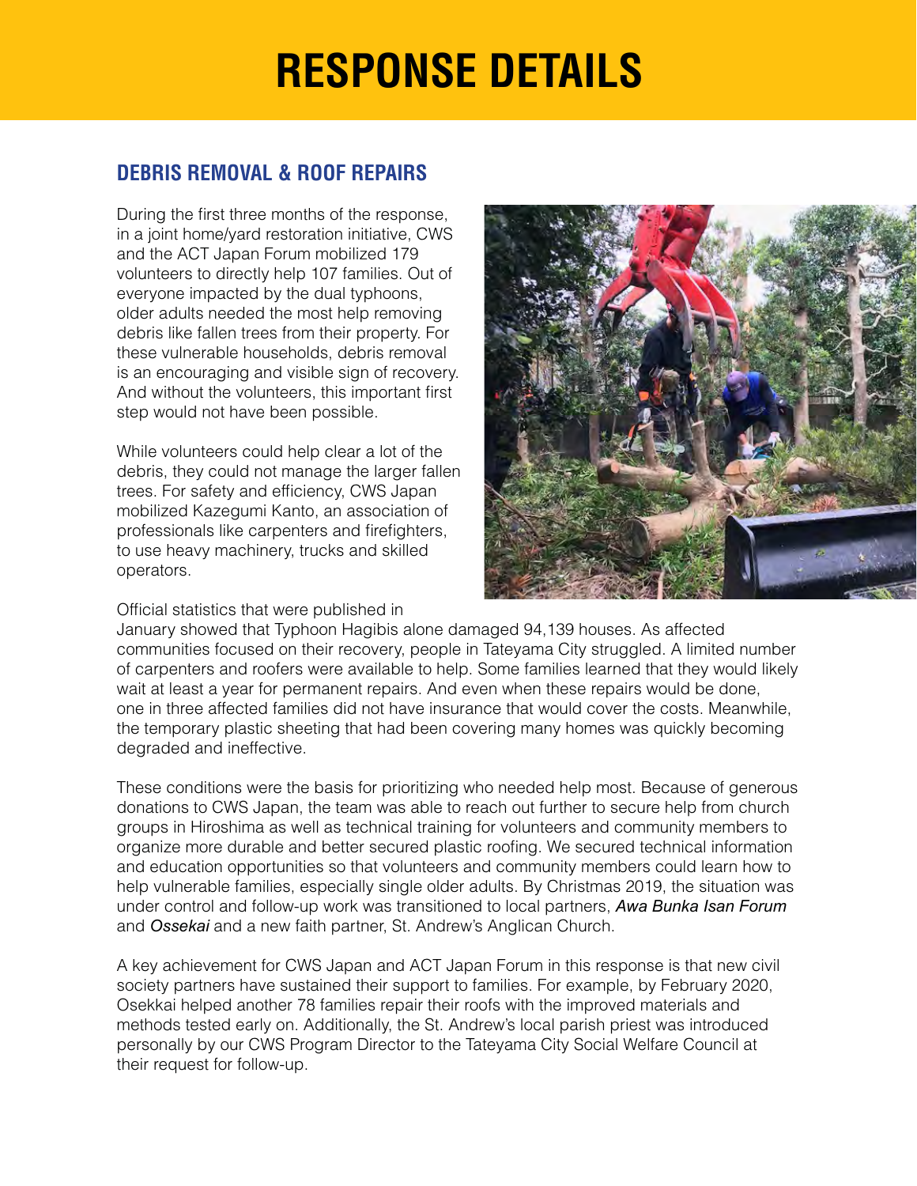# RESPONSE DETAILS

## DEBRIS REMOVAL & ROOF REPAIRS

During the first three months of the response, in a joint home/yard restoration initiative, CWS and the ACT Japan Forum mobilized 179 volunteers to directly help 107 families. Out of everyone impacted by the dual typhoons, older adults needed the most help removing debris like fallen trees from their property. For these vulnerable households, debris removal is an encouraging and visible sign of recovery. And without the volunteers, this important first step would not have been possible.

While volunteers could help clear a lot of the debris, they could not manage the larger fallen trees. For safety and efficiency, CWS Japan mobilized Kazegumi Kanto, an association of professionals like carpenters and firefighters, to use heavy machinery, trucks and skilled operators.

Official statistics that were published in January showed that Typhoon Hagibis alone damaged 94,139 houses. As affected communities focused on their recovery, people in Tateyama City struggled. A limited number of carpenters and roofers were available to help. Some families learned that they would likely wait at least a year for permanent repairs. And even when these repairs would be done, one in three affected families did not have insurance that would cover the costs. Meanwhile, the temporary plastic sheeting that had been covering many homes was quickly becoming degraded and ineffective.

These conditions were the basis for prioritizing who needed help most. Because of generous donations to CWS Japan, the team was able to reach out further to secure help from church groups in Hiroshima as well as technical training for volunteers and community members to organize more durable and better secured plastic roofing. We secured technical information and education opportunities so that volunteers and community members could learn how to help vulnerable families, especially single older adults. By Christmas 2019, the situation was under control and follow-up work was transitioned to local partners, *Awa Bunka Isan Forum* and *Ossekai* and a new faith partner, St. Andrew's Anglican Church.

A key achievement for CWS Japan and ACT Japan Forum in this response is that new civil society partners have sustained their support to families. For example, by February 2020, Osekkai helped another 78 families repair their roofs with the improved materials and methods tested early on. Additionally, the St. Andrew's local parish priest was introduced personally by our CWS Program Director to the Tateyama City Social Welfare Council at their request for follow-up.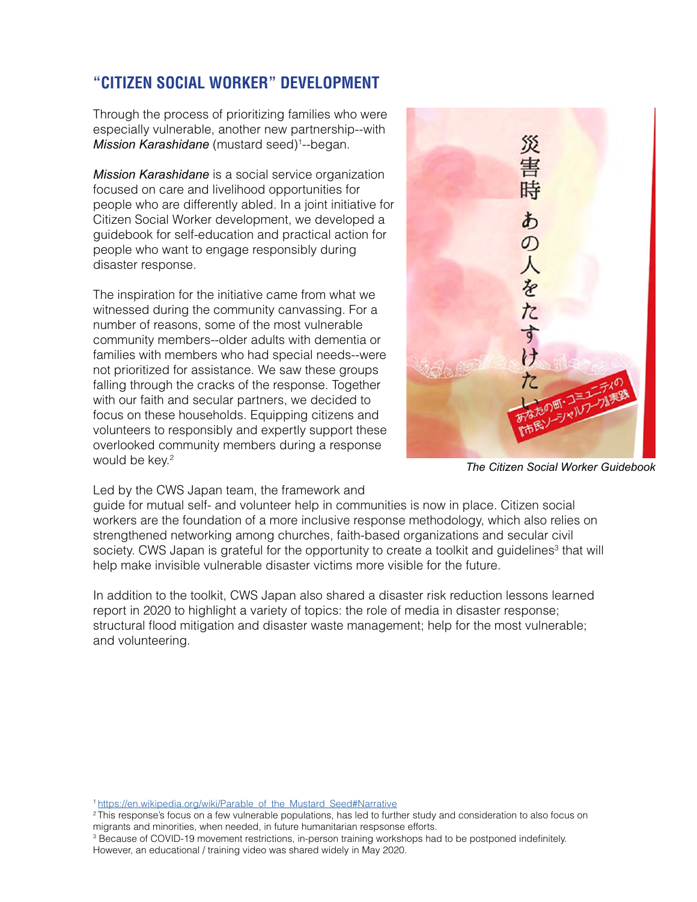## "CITIZEN SOCIAL WORKER" DEVELOPMENT

Through the process of prioritizing families who were especially vulnerable, another new partnership--with *Mission Karashidane* (mustard seed)[1]--began.

*Mission Karashidane* is a social service organization focused on care and livelihood opportunities for people who are differently abled. In a joint initiative for Citizen Social Worker development, we developed a guidebook for self-education and practical action for people who want to engage responsibly during disaster response.

The inspiration for the initiative came from what we witnessed during the community canvassing. For a number of reasons, some of the most vulnerable community members--older adults with dementia or families with members who had special needs--were not prioritized for assistance. We saw these groups falling through the cracks of the response. Together with our faith and secular partners, we decided to focus on these households. Equipping citizens and volunteers to responsibly and expertly support these overlooked community members during a response would be key.[2]

*The Citizen Social Worker Guidebook*

Led by the CWS Japan team, the framework and guide for mutual self- and volunteer help in communities is now in place. Citizen social workers are the foundation of a more inclusive response methodology, which also relies on strengthened networking among churches, faith-based organizations and secular civil society. CWS Japan is grateful for the opportunity to create a toolkit and guidelines[3] that will help make invisible vulnerable disaster victims more visible for the future.

In addition to the toolkit, CWS Japan also shared a disaster risk reduction lessons learned report in 2020 to highlight a variety of topics: the role of media in disaster response; structural flood mitigation and disaster waste management; help for the most vulnerable; and volunteering.

---

[1] https://en.wikipedia.org/wiki/Parable_of_the_Mustard_Seed#Narrative

[2] This response's focus on a few vulnerable populations, has led to further study and consideration to also focus on migrants and minorities, when needed, in future humanitarian respsonse efforts.

[3] Because of COVID-19 movement restrictions, in-person training workshops had to be postponed indefinitely. However, an educational / training video was shared widely in May 2020.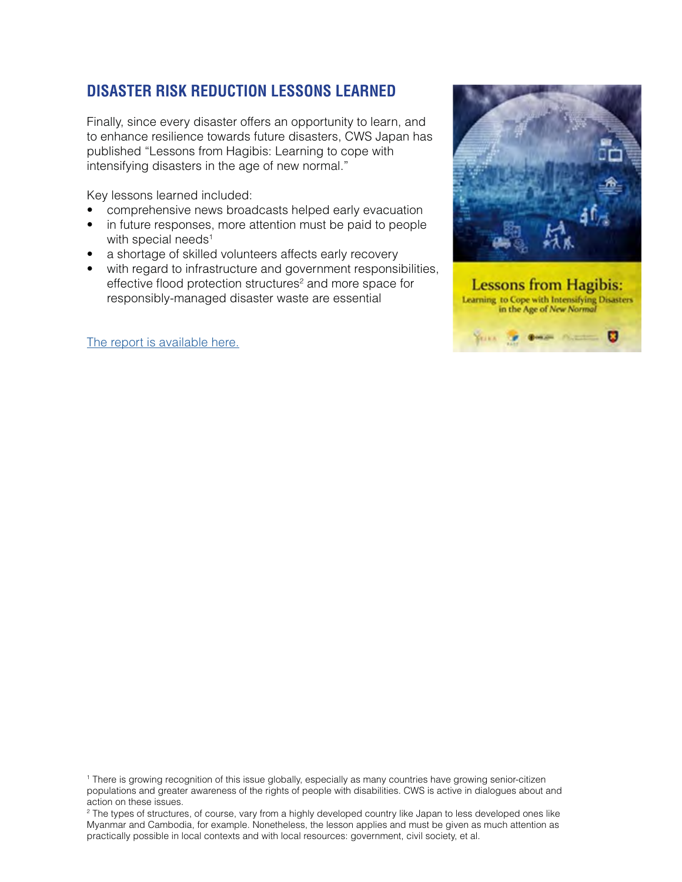## DISASTER RISK REDUCTION LESSONS LEARNED

Finally, since every disaster offers an opportunity to learn, and to enhance resilience towards future disasters, CWS Japan has published "Lessons from Hagibis: Learning to cope with intensifying disasters in the age of new normal."

Key lessons learned included:

- comprehensive news broadcasts helped early evacuation
- in future responses, more attention must be paid to people with special needs[1]
- a shortage of skilled volunteers affects early recovery
- with regard to infrastructure and government responsibilities, effective flood protection structures[2] and more space for responsibly-managed disaster waste are essential

The report is available here.

[1] There is growing recognition of this issue globally, especially as many countries have growing senior-citizen populations and greater awareness of the rights of people with disabilities. CWS is active in dialogues about and action on these issues.

[2] The types of structures, of course, vary from a highly developed country like Japan to less developed ones like Myanmar and Cambodia, for example. Nonetheless, the lesson applies and must be given as much attention as practically possible in local contexts and with local resources: government, civil society, et al.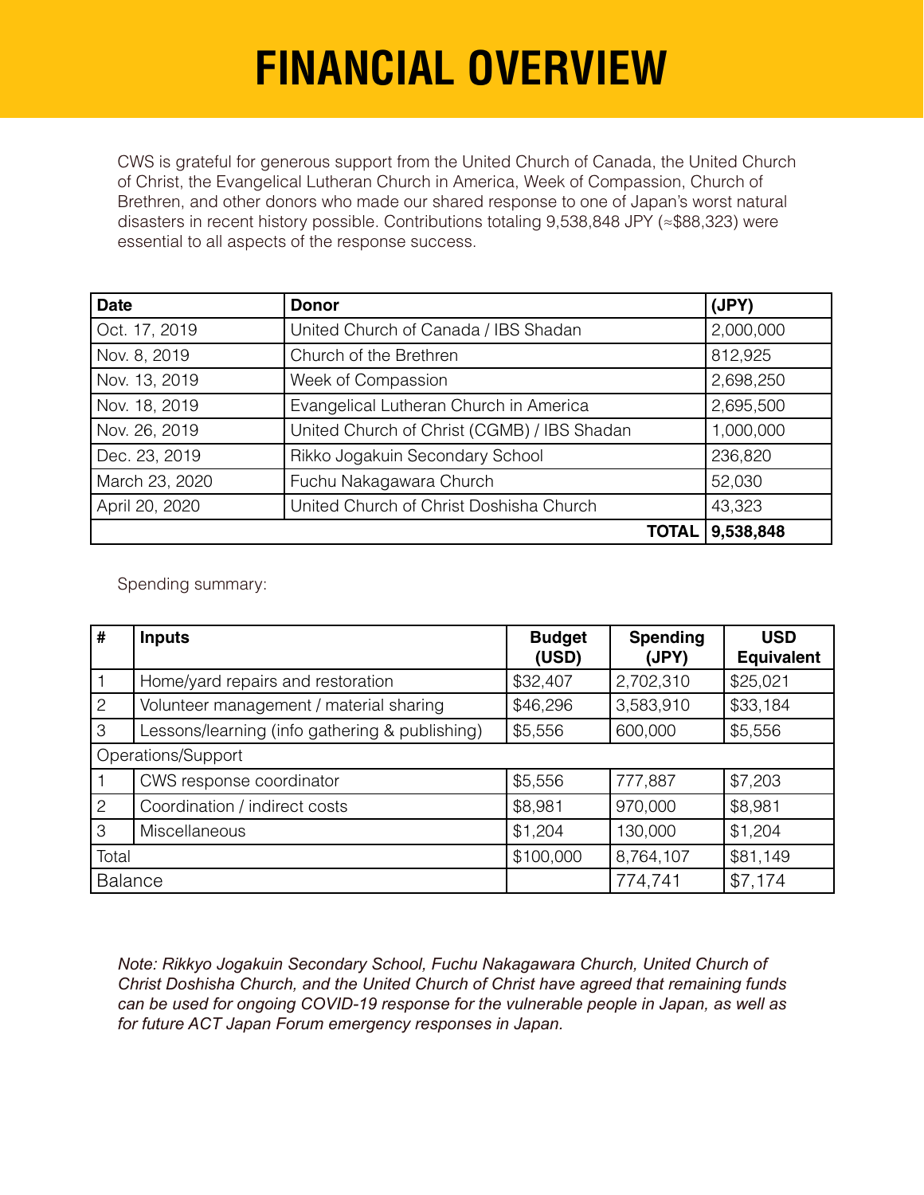# FINANCIAL OVERVIEW

CWS is grateful for generous support from the United Church of Canada, the United Church of Christ, the Evangelical Lutheran Church in America, Week of Compassion, Church of Brethren, and other donors who made our shared response to one of Japan's worst natural disasters in recent history possible. Contributions totaling 9,538,848 JPY (≈$88,323) were essential to all aspects of the response success.

| Date | Donor | (JPY) |
|---|---|---|
| Oct. 17, 2019 | United Church of Canada / IBS Shadan | 2,000,000 |
| Nov. 8, 2019 | Church of the Brethren | 812,925 |
| Nov. 13, 2019 | Week of Compassion | 2,698,250 |
| Nov. 18, 2019 | Evangelical Lutheran Church in America | 2,695,500 |
| Nov. 26, 2019 | United Church of Christ (CGMB) / IBS Shadan | 1,000,000 |
| Dec. 23, 2019 | Rikko Jogakuin Secondary School | 236,820 |
| March 23, 2020 | Fuchu Nakagawara Church | 52,030 |
| April 20, 2020 | United Church of Christ Doshisha Church | 43,323 |
| | **TOTAL** | **9,538,848** |

Spending summary:

| # | Inputs | Budget (USD) | Spending (JPY) | USD Equivalent |
|---|---|---|---|---|
| 1 | Home/yard repairs and restoration | $32,407 | 2,702,310 | $25,021 |
| 2 | Volunteer management / material sharing | $46,296 | 3,583,910 | $33,184 |
| 3 | Lessons/learning (info gathering & publishing) | $5,556 | 600,000 | $5,556 |
| Operations/Support | | | | |
| 1 | CWS response coordinator | $5,556 | 777,887 | $7,203 |
| 2 | Coordination / indirect costs | $8,981 | 970,000 | $8,981 |
| 3 | Miscellaneous | $1,204 | 130,000 | $1,204 |
| Total | | $100,000 | 8,764,107 | $81,149 |
| Balance | | | 774,741 | $7,174 |

*Note: Rikkyo Jogakuin Secondary School, Fuchu Nakagawara Church, United Church of Christ Doshisha Church, and the United Church of Christ have agreed that remaining funds can be used for ongoing COVID-19 response for the vulnerable people in Japan, as well as for future ACT Japan Forum emergency responses in Japan.*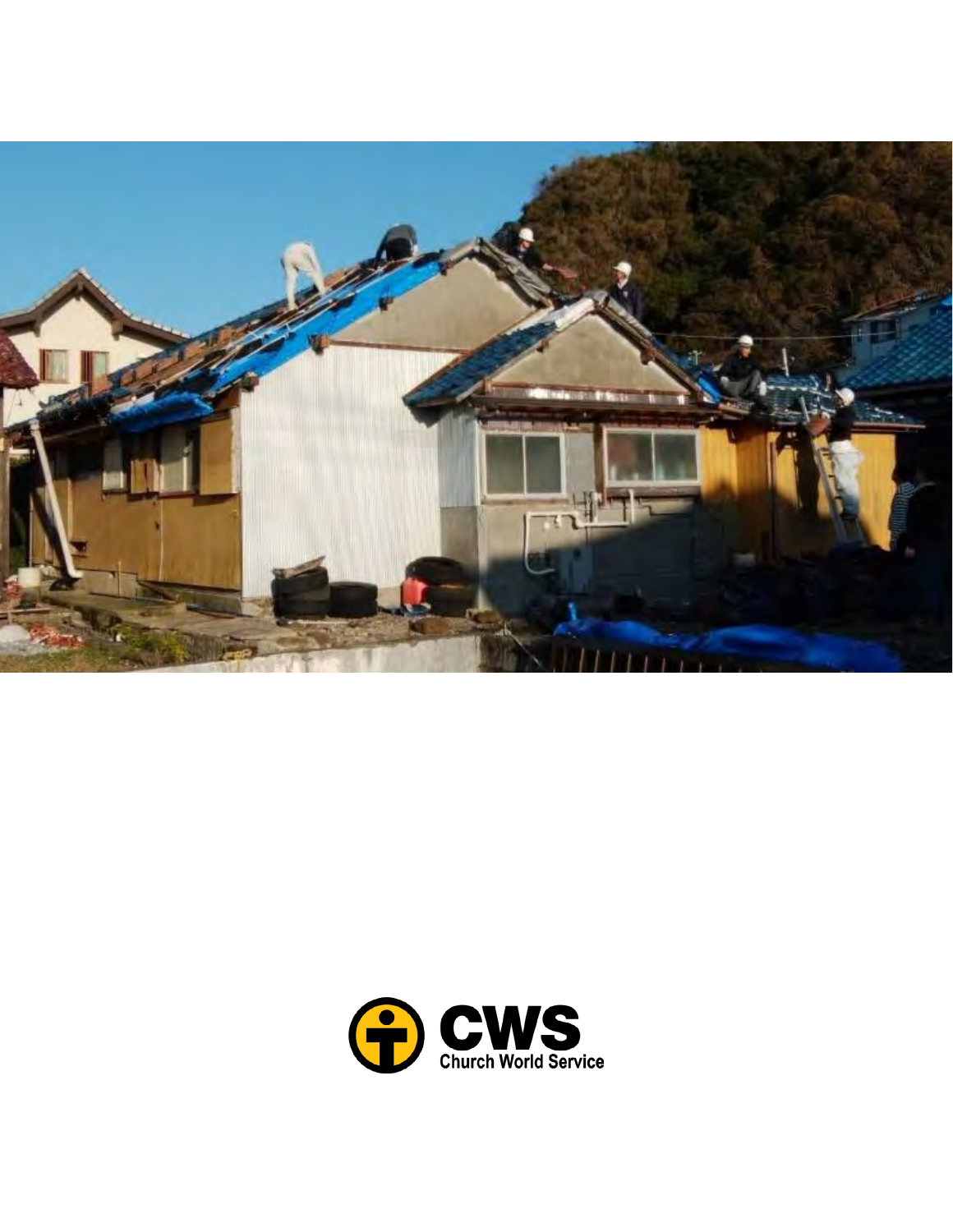CWS

Church World Service